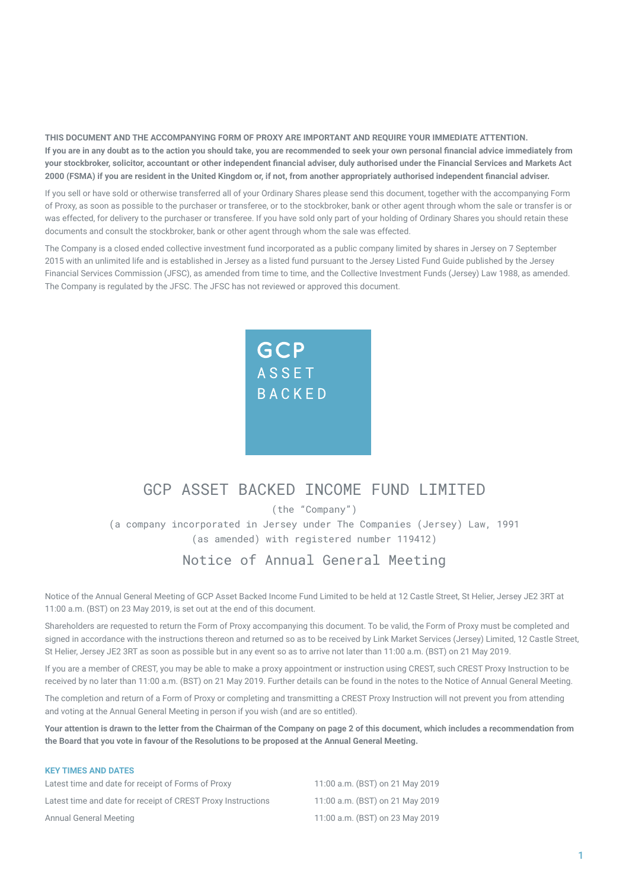**THIS DOCUMENT AND THE ACCOMPANYING FORM OF PROXY ARE IMPORTANT AND REQUIRE YOUR IMMEDIATE ATTENTION. If you are in any doubt as to the action you should take, you are recommended to seek your own personal financial advice immediately from your stockbroker, solicitor, accountant or other independent financial adviser, duly authorised under the Financial Services and Markets Act 2000 (FSMA) if you are resident in the United Kingdom or, if not, from another appropriately authorised independent financial adviser.**

If you sell or have sold or otherwise transferred all of your Ordinary Shares please send this document, together with the accompanying Form of Proxy, as soon as possible to the purchaser or transferee, or to the stockbroker, bank or other agent through whom the sale or transfer is or was effected, for delivery to the purchaser or transferee. If you have sold only part of your holding of Ordinary Shares you should retain these documents and consult the stockbroker, bank or other agent through whom the sale was effected.

The Company is a closed ended collective investment fund incorporated as a public company limited by shares in Jersey on 7 September 2015 with an unlimited life and is established in Jersey as a listed fund pursuant to the Jersey Listed Fund Guide published by the Jersey Financial Services Commission (JFSC), as amended from time to time, and the Collective Investment Funds (Jersey) Law 1988, as amended. The Company is regulated by the JFSC. The JFSC has not reviewed or approved this document.

GCP ASSET BACKED

# GCP ASSET BACKED INCOME FUND LIMITED

(the "Company")

(a company incorporated in Jersey under The Companies (Jersey) Law, 1991 (as amended) with registered number 119412)

## Notice of Annual General Meeting

Notice of the Annual General Meeting of GCP Asset Backed Income Fund Limited to be held at 12 Castle Street, St Helier, Jersey JE2 3RT at 11:00 a.m. (BST) on 23 May 2019, is set out at the end of this document.

Shareholders are requested to return the Form of Proxy accompanying this document. To be valid, the Form of Proxy must be completed and signed in accordance with the instructions thereon and returned so as to be received by Link Market Services (Jersey) Limited, 12 Castle Street, St Helier, Jersey JE2 3RT as soon as possible but in any event so as to arrive not later than 11:00 a.m. (BST) on 21 May 2019.

If you are a member of CREST, you may be able to make a proxy appointment or instruction using CREST, such CREST Proxy Instruction to be received by no later than 11:00 a.m. (BST) on 21 May 2019. Further details can be found in the notes to the Notice of Annual General Meeting.

The completion and return of a Form of Proxy or completing and transmitting a CREST Proxy Instruction will not prevent you from attending and voting at the Annual General Meeting in person if you wish (and are so entitled).

**Your attention is drawn to the letter from the Chairman of the Company on page 2 of this document, which includes a recommendation from the Board that you vote in favour of the Resolutions to be proposed at the Annual General Meeting.**

### KEY TIMES AND DATES

| | |
|---|---|
| Latest time and date for receipt of Forms of Proxy | 11:00 a.m. (BST) on 21 May 2019 |
| Latest time and date for receipt of CREST Proxy Instructions | 11:00 a.m. (BST) on 21 May 2019 |
| Annual General Meeting | 11:00 a.m. (BST) on 23 May 2019 |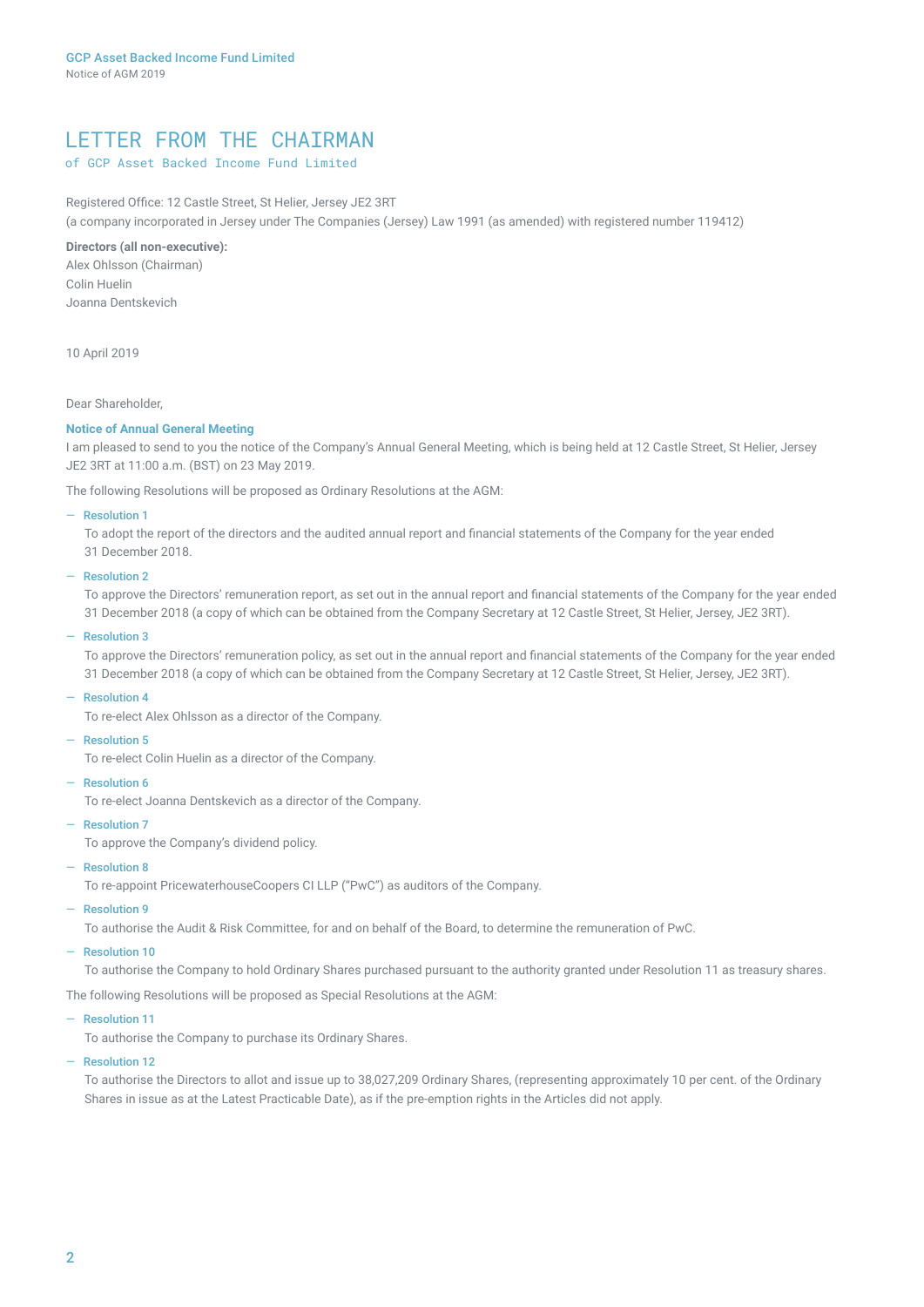# LETTER FROM THE CHAIRMAN

of GCP Asset Backed Income Fund Limited

Registered Office: 12 Castle Street, St Helier, Jersey JE2 3RT
(a company incorporated in Jersey under The Companies (Jersey) Law 1991 (as amended) with registered number 119412)

**Directors (all non-executive):**
Alex Ohlsson (Chairman)
Colin Huelin
Joanna Dentskevich

10 April 2019

Dear Shareholder,

**Notice of Annual General Meeting**

I am pleased to send to you the notice of the Company's Annual General Meeting, which is being held at 12 Castle Street, St Helier, Jersey JE2 3RT at 11:00 a.m. (BST) on 23 May 2019.

The following Resolutions will be proposed as Ordinary Resolutions at the AGM:

- **Resolution 1**
  To adopt the report of the directors and the audited annual report and financial statements of the Company for the year ended 31 December 2018.
- **Resolution 2**
  To approve the Directors' remuneration report, as set out in the annual report and financial statements of the Company for the year ended 31 December 2018 (a copy of which can be obtained from the Company Secretary at 12 Castle Street, St Helier, Jersey, JE2 3RT).
- **Resolution 3**
  To approve the Directors' remuneration policy, as set out in the annual report and financial statements of the Company for the year ended 31 December 2018 (a copy of which can be obtained from the Company Secretary at 12 Castle Street, St Helier, Jersey, JE2 3RT).
- **Resolution 4**
  To re-elect Alex Ohlsson as a director of the Company.
- **Resolution 5**
  To re-elect Colin Huelin as a director of the Company.
- **Resolution 6**
  To re-elect Joanna Dentskevich as a director of the Company.
- **Resolution 7**
  To approve the Company's dividend policy.
- **Resolution 8**
  To re-appoint PricewaterhouseCoopers CI LLP ("PwC") as auditors of the Company.
- **Resolution 9**
  To authorise the Audit & Risk Committee, for and on behalf of the Board, to determine the remuneration of PwC.
- **Resolution 10**
  To authorise the Company to hold Ordinary Shares purchased pursuant to the authority granted under Resolution 11 as treasury shares.

The following Resolutions will be proposed as Special Resolutions at the AGM:

- **Resolution 11**
  To authorise the Company to purchase its Ordinary Shares.
- **Resolution 12**
  To authorise the Directors to allot and issue up to 38,027,209 Ordinary Shares, (representing approximately 10 per cent. of the Ordinary Shares in issue as at the Latest Practicable Date), as if the pre-emption rights in the Articles did not apply.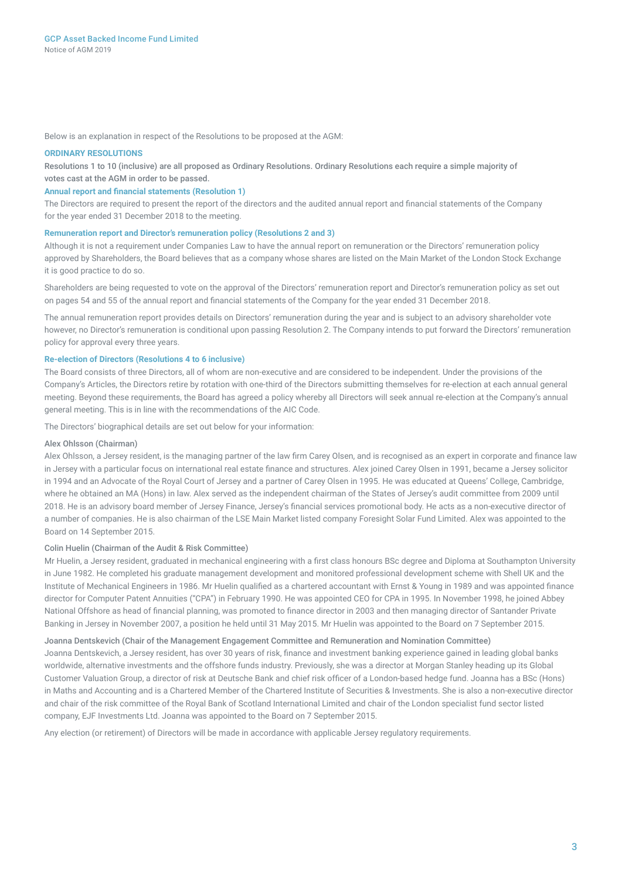Below is an explanation in respect of the Resolutions to be proposed at the AGM:

## ORDINARY RESOLUTIONS

**Resolutions 1 to 10 (inclusive) are all proposed as Ordinary Resolutions. Ordinary Resolutions each require a simple majority of votes cast at the AGM in order to be passed.**

### Annual report and financial statements (Resolution 1)

The Directors are required to present the report of the directors and the audited annual report and financial statements of the Company for the year ended 31 December 2018 to the meeting.

### Remuneration report and Director's remuneration policy (Resolutions 2 and 3)

Although it is not a requirement under Companies Law to have the annual report on remuneration or the Directors' remuneration policy approved by Shareholders, the Board believes that as a company whose shares are listed on the Main Market of the London Stock Exchange it is good practice to do so.

Shareholders are being requested to vote on the approval of the Directors' remuneration report and Director's remuneration policy as set out on pages 54 and 55 of the annual report and financial statements of the Company for the year ended 31 December 2018.

The annual remuneration report provides details on Directors' remuneration during the year and is subject to an advisory shareholder vote however, no Director's remuneration is conditional upon passing Resolution 2. The Company intends to put forward the Directors' remuneration policy for approval every three years.

### Re-election of Directors (Resolutions 4 to 6 inclusive)

The Board consists of three Directors, all of whom are non-executive and are considered to be independent. Under the provisions of the Company's Articles, the Directors retire by rotation with one-third of the Directors submitting themselves for re-election at each annual general meeting. Beyond these requirements, the Board has agreed a policy whereby all Directors will seek annual re-election at the Company's annual general meeting. This is in line with the recommendations of the AIC Code.

The Directors' biographical details are set out below for your information:

**Alex Ohlsson (Chairman)**

Alex Ohlsson, a Jersey resident, is the managing partner of the law firm Carey Olsen, and is recognised as an expert in corporate and finance law in Jersey with a particular focus on international real estate finance and structures. Alex joined Carey Olsen in 1991, became a Jersey solicitor in 1994 and an Advocate of the Royal Court of Jersey and a partner of Carey Olsen in 1995. He was educated at Queens' College, Cambridge, where he obtained an MA (Hons) in law. Alex served as the independent chairman of the States of Jersey's audit committee from 2009 until 2018. He is an advisory board member of Jersey Finance, Jersey's financial services promotional body. He acts as a non-executive director of a number of companies. He is also chairman of the LSE Main Market listed company Foresight Solar Fund Limited. Alex was appointed to the Board on 14 September 2015.

**Colin Huelin (Chairman of the Audit & Risk Committee)**

Mr Huelin, a Jersey resident, graduated in mechanical engineering with a first class honours BSc degree and Diploma at Southampton University in June 1982. He completed his graduate management development and monitored professional development scheme with Shell UK and the Institute of Mechanical Engineers in 1986. Mr Huelin qualified as a chartered accountant with Ernst & Young in 1989 and was appointed finance director for Computer Patent Annuities ("CPA") in February 1990. He was appointed CEO for CPA in 1995. In November 1998, he joined Abbey National Offshore as head of financial planning, was promoted to finance director in 2003 and then managing director of Santander Private Banking in Jersey in November 2007, a position he held until 31 May 2015. Mr Huelin was appointed to the Board on 7 September 2015.

**Joanna Dentskevich (Chair of the Management Engagement Committee and Remuneration and Nomination Committee)**

Joanna Dentskevich, a Jersey resident, has over 30 years of risk, finance and investment banking experience gained in leading global banks worldwide, alternative investments and the offshore funds industry. Previously, she was a director at Morgan Stanley heading up its Global Customer Valuation Group, a director of risk at Deutsche Bank and chief risk officer of a London-based hedge fund. Joanna has a BSc (Hons) in Maths and Accounting and is a Chartered Member of the Chartered Institute of Securities & Investments. She is also a non-executive director and chair of the risk committee of the Royal Bank of Scotland International Limited and chair of the London specialist fund sector listed company, EJF Investments Ltd. Joanna was appointed to the Board on 7 September 2015.

Any election (or retirement) of Directors will be made in accordance with applicable Jersey regulatory requirements.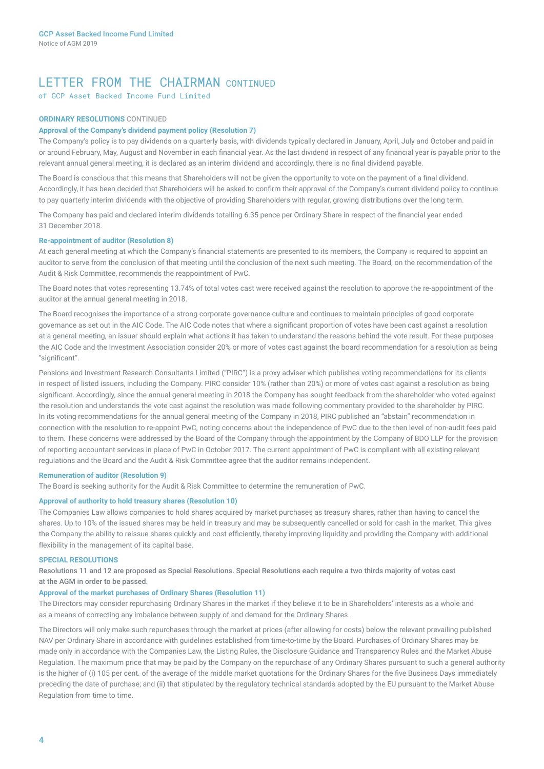# LETTER FROM THE CHAIRMAN CONTINUED

of GCP Asset Backed Income Fund Limited

### ORDINARY RESOLUTIONS CONTINUED

#### Approval of the Company's dividend payment policy (Resolution 7)

The Company's policy is to pay dividends on a quarterly basis, with dividends typically declared in January, April, July and October and paid in or around February, May, August and November in each financial year. As the last dividend in respect of any financial year is payable prior to the relevant annual general meeting, it is declared as an interim dividend and accordingly, there is no final dividend payable.

The Board is conscious that this means that Shareholders will not be given the opportunity to vote on the payment of a final dividend. Accordingly, it has been decided that Shareholders will be asked to confirm their approval of the Company's current dividend policy to continue to pay quarterly interim dividends with the objective of providing Shareholders with regular, growing distributions over the long term.

The Company has paid and declared interim dividends totalling 6.35 pence per Ordinary Share in respect of the financial year ended 31 December 2018.

#### Re-appointment of auditor (Resolution 8)

At each general meeting at which the Company's financial statements are presented to its members, the Company is required to appoint an auditor to serve from the conclusion of that meeting until the conclusion of the next such meeting. The Board, on the recommendation of the Audit & Risk Committee, recommends the reappointment of PwC.

The Board notes that votes representing 13.74% of total votes cast were received against the resolution to approve the re-appointment of the auditor at the annual general meeting in 2018.

The Board recognises the importance of a strong corporate governance culture and continues to maintain principles of good corporate governance as set out in the AIC Code. The AIC Code notes that where a significant proportion of votes have been cast against a resolution at a general meeting, an issuer should explain what actions it has taken to understand the reasons behind the vote result. For these purposes the AIC Code and the Investment Association consider 20% or more of votes cast against the board recommendation for a resolution as being "significant".

Pensions and Investment Research Consultants Limited ("PIRC") is a proxy adviser which publishes voting recommendations for its clients in respect of listed issuers, including the Company. PIRC consider 10% (rather than 20%) or more of votes cast against a resolution as being significant. Accordingly, since the annual general meeting in 2018 the Company has sought feedback from the shareholder who voted against the resolution and understands the vote cast against the resolution was made following commentary provided to the shareholder by PIRC. In its voting recommendations for the annual general meeting of the Company in 2018, PIRC published an "abstain" recommendation in connection with the resolution to re-appoint PwC, noting concerns about the independence of PwC due to the then level of non-audit fees paid to them. These concerns were addressed by the Board of the Company through the appointment by the Company of BDO LLP for the provision of reporting accountant services in place of PwC in October 2017. The current appointment of PwC is compliant with all existing relevant regulations and the Board and the Audit & Risk Committee agree that the auditor remains independent.

#### Remuneration of auditor (Resolution 9)

The Board is seeking authority for the Audit & Risk Committee to determine the remuneration of PwC.

#### Approval of authority to hold treasury shares (Resolution 10)

The Companies Law allows companies to hold shares acquired by market purchases as treasury shares, rather than having to cancel the shares. Up to 10% of the issued shares may be held in treasury and may be subsequently cancelled or sold for cash in the market. This gives the Company the ability to reissue shares quickly and cost efficiently, thereby improving liquidity and providing the Company with additional flexibility in the management of its capital base.

### SPECIAL RESOLUTIONS

**Resolutions 11 and 12 are proposed as Special Resolutions. Special Resolutions each require a two thirds majority of votes cast at the AGM in order to be passed.**

#### Approval of the market purchases of Ordinary Shares (Resolution 11)

The Directors may consider repurchasing Ordinary Shares in the market if they believe it to be in Shareholders' interests as a whole and as a means of correcting any imbalance between supply of and demand for the Ordinary Shares.

The Directors will only make such repurchases through the market at prices (after allowing for costs) below the relevant prevailing published NAV per Ordinary Share in accordance with guidelines established from time-to-time by the Board. Purchases of Ordinary Shares may be made only in accordance with the Companies Law, the Listing Rules, the Disclosure Guidance and Transparency Rules and the Market Abuse Regulation. The maximum price that may be paid by the Company on the repurchase of any Ordinary Shares pursuant to such a general authority is the higher of (i) 105 per cent. of the average of the middle market quotations for the Ordinary Shares for the five Business Days immediately preceding the date of purchase; and (ii) that stipulated by the regulatory technical standards adopted by the EU pursuant to the Market Abuse Regulation from time to time.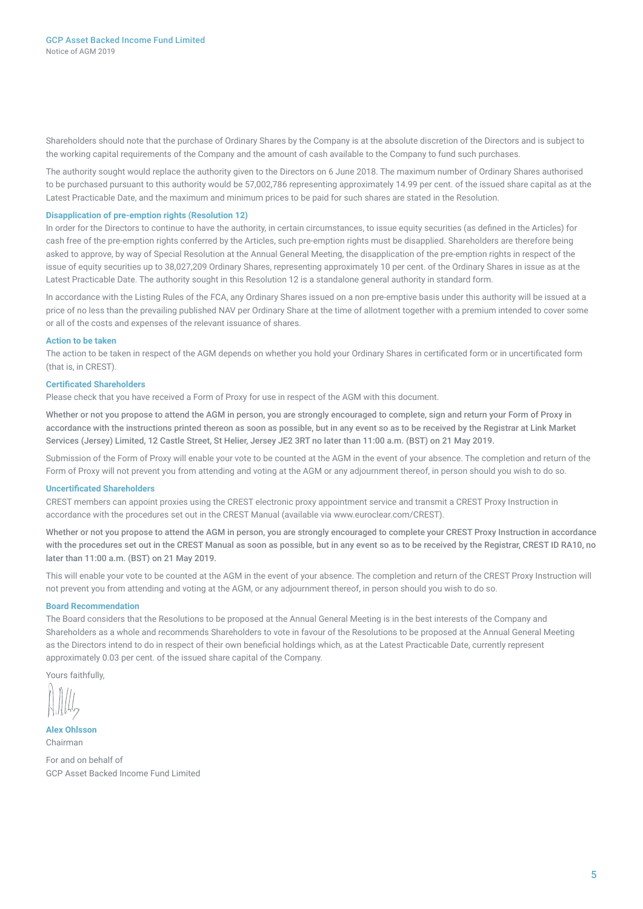Shareholders should note that the purchase of Ordinary Shares by the Company is at the absolute discretion of the Directors and is subject to the working capital requirements of the Company and the amount of cash available to the Company to fund such purchases.

The authority sought would replace the authority given to the Directors on 6 June 2018. The maximum number of Ordinary Shares authorised to be purchased pursuant to this authority would be 57,002,786 representing approximately 14.99 per cent. of the issued share capital as at the Latest Practicable Date, and the maximum and minimum prices to be paid for such shares are stated in the Resolution.

### Disapplication of pre-emption rights (Resolution 12)

In order for the Directors to continue to have the authority, in certain circumstances, to issue equity securities (as defined in the Articles) for cash free of the pre-emption rights conferred by the Articles, such pre-emption rights must be disapplied. Shareholders are therefore being asked to approve, by way of Special Resolution at the Annual General Meeting, the disapplication of the pre-emption rights in respect of the issue of equity securities up to 38,027,209 Ordinary Shares, representing approximately 10 per cent. of the Ordinary Shares in issue as at the Latest Practicable Date. The authority sought in this Resolution 12 is a standalone general authority in standard form.

In accordance with the Listing Rules of the FCA, any Ordinary Shares issued on a non pre-emptive basis under this authority will be issued at a price of no less than the prevailing published NAV per Ordinary Share at the time of allotment together with a premium intended to cover some or all of the costs and expenses of the relevant issuance of shares.

### Action to be taken

The action to be taken in respect of the AGM depends on whether you hold your Ordinary Shares in certificated form or in uncertificated form (that is, in CREST).

### Certificated Shareholders

Please check that you have received a Form of Proxy for use in respect of the AGM with this document.

**Whether or not you propose to attend the AGM in person, you are strongly encouraged to complete, sign and return your Form of Proxy in accordance with the instructions printed thereon as soon as possible, but in any event so as to be received by the Registrar at Link Market Services (Jersey) Limited, 12 Castle Street, St Helier, Jersey JE2 3RT no later than 11:00 a.m. (BST) on 21 May 2019.**

Submission of the Form of Proxy will enable your vote to be counted at the AGM in the event of your absence. The completion and return of the Form of Proxy will not prevent you from attending and voting at the AGM or any adjournment thereof, in person should you wish to do so.

### Uncertificated Shareholders

CREST members can appoint proxies using the CREST electronic proxy appointment service and transmit a CREST Proxy Instruction in accordance with the procedures set out in the CREST Manual (available via www.euroclear.com/CREST).

**Whether or not you propose to attend the AGM in person, you are strongly encouraged to complete your CREST Proxy Instruction in accordance with the procedures set out in the CREST Manual as soon as possible, but in any event so as to be received by the Registrar, CREST ID RA10, no later than 11:00 a.m. (BST) on 21 May 2019.**

This will enable your vote to be counted at the AGM in the event of your absence. The completion and return of the CREST Proxy Instruction will not prevent you from attending and voting at the AGM, or any adjournment thereof, in person should you wish to do so.

### Board Recommendation

The Board considers that the Resolutions to be proposed at the Annual General Meeting is in the best interests of the Company and Shareholders as a whole and recommends Shareholders to vote in favour of the Resolutions to be proposed at the Annual General Meeting as the Directors intend to do in respect of their own beneficial holdings which, as at the Latest Practicable Date, currently represent approximately 0.03 per cent. of the issued share capital of the Company.

Yours faithfully,

**Alex Ohlsson**
Chairman

For and on behalf of
GCP Asset Backed Income Fund Limited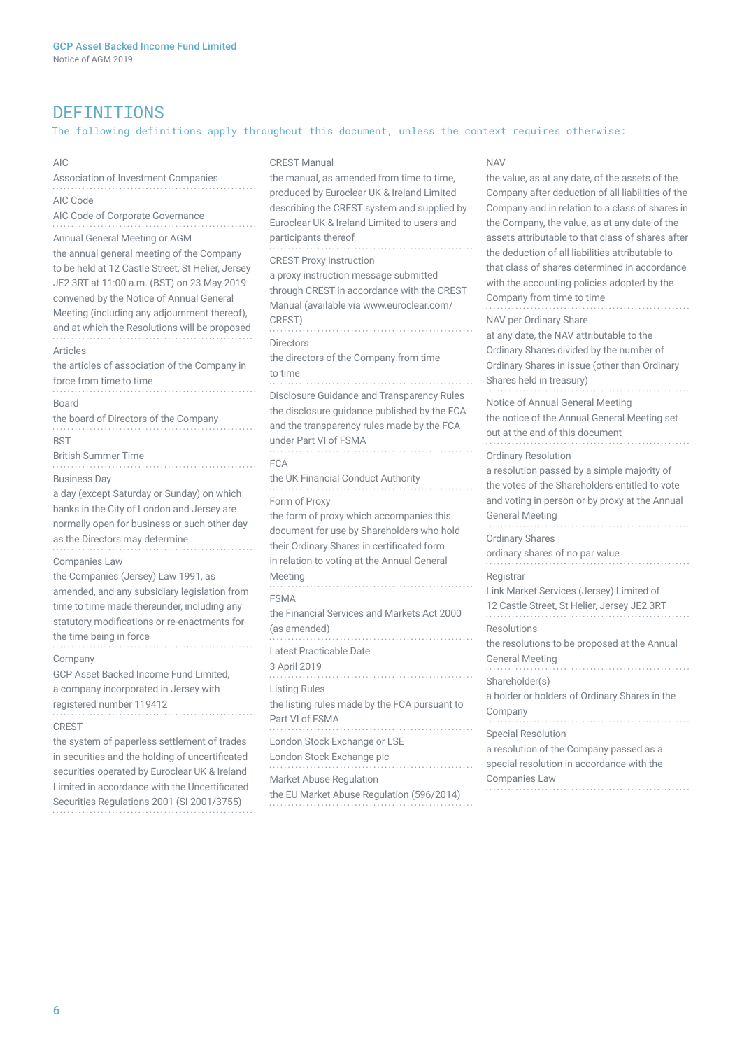# DEFINITIONS

The following definitions apply throughout this document, unless the context requires otherwise:

**AIC**
Association of Investment Companies

**AIC Code**
AIC Code of Corporate Governance

**Annual General Meeting or AGM**
the annual general meeting of the Company to be held at 12 Castle Street, St Helier, Jersey JE2 3RT at 11:00 a.m. (BST) on 23 May 2019 convened by the Notice of Annual General Meeting (including any adjournment thereof), and at which the Resolutions will be proposed

**Articles**
the articles of association of the Company in force from time to time

**Board**
the board of Directors of the Company

**BST**
British Summer Time

**Business Day**
a day (except Saturday or Sunday) on which banks in the City of London and Jersey are normally open for business or such other day as the Directors may determine

**Companies Law**
the Companies (Jersey) Law 1991, as amended, and any subsidiary legislation from time to time made thereunder, including any statutory modifications or re-enactments for the time being in force

**Company**
GCP Asset Backed Income Fund Limited, a company incorporated in Jersey with registered number 119412

**CREST**
the system of paperless settlement of trades in securities and the holding of uncertificated securities operated by Euroclear UK & Ireland Limited in accordance with the Uncertificated Securities Regulations 2001 (SI 2001/3755)

**CREST Manual**
the manual, as amended from time to time, produced by Euroclear UK & Ireland Limited describing the CREST system and supplied by Euroclear UK & Ireland Limited to users and participants thereof

**CREST Proxy Instruction**
a proxy instruction message submitted through CREST in accordance with the CREST Manual (available via www.euroclear.com/CREST)

**Directors**
the directors of the Company from time to time

**Disclosure Guidance and Transparency Rules**
the disclosure guidance published by the FCA and the transparency rules made by the FCA under Part VI of FSMA

**FCA**
the UK Financial Conduct Authority

**Form of Proxy**
the form of proxy which accompanies this document for use by Shareholders who hold their Ordinary Shares in certificated form in relation to voting at the Annual General Meeting

**FSMA**
the Financial Services and Markets Act 2000 (as amended)

**Latest Practicable Date**
3 April 2019

**Listing Rules**
the listing rules made by the FCA pursuant to Part VI of FSMA

**London Stock Exchange or LSE**
London Stock Exchange plc

**Market Abuse Regulation**
the EU Market Abuse Regulation (596/2014)

**NAV**
the value, as at any date, of the assets of the Company after deduction of all liabilities of the Company and in relation to a class of shares in the Company, the value, as at any date of the assets attributable to that class of shares after the deduction of all liabilities attributable to that class of shares determined in accordance with the accounting policies adopted by the Company from time to time

**NAV per Ordinary Share**
at any date, the NAV attributable to the Ordinary Shares divided by the number of Ordinary Shares in issue (other than Ordinary Shares held in treasury)

**Notice of Annual General Meeting**
the notice of the Annual General Meeting set out at the end of this document

**Ordinary Resolution**
a resolution passed by a simple majority of the votes of the Shareholders entitled to vote and voting in person or by proxy at the Annual General Meeting

**Ordinary Shares**
ordinary shares of no par value

**Registrar**
Link Market Services (Jersey) Limited of 12 Castle Street, St Helier, Jersey JE2 3RT

**Resolutions**
the resolutions to be proposed at the Annual General Meeting

**Shareholder(s)**
a holder or holders of Ordinary Shares in the Company

**Special Resolution**
a resolution of the Company passed as a special resolution in accordance with the Companies Law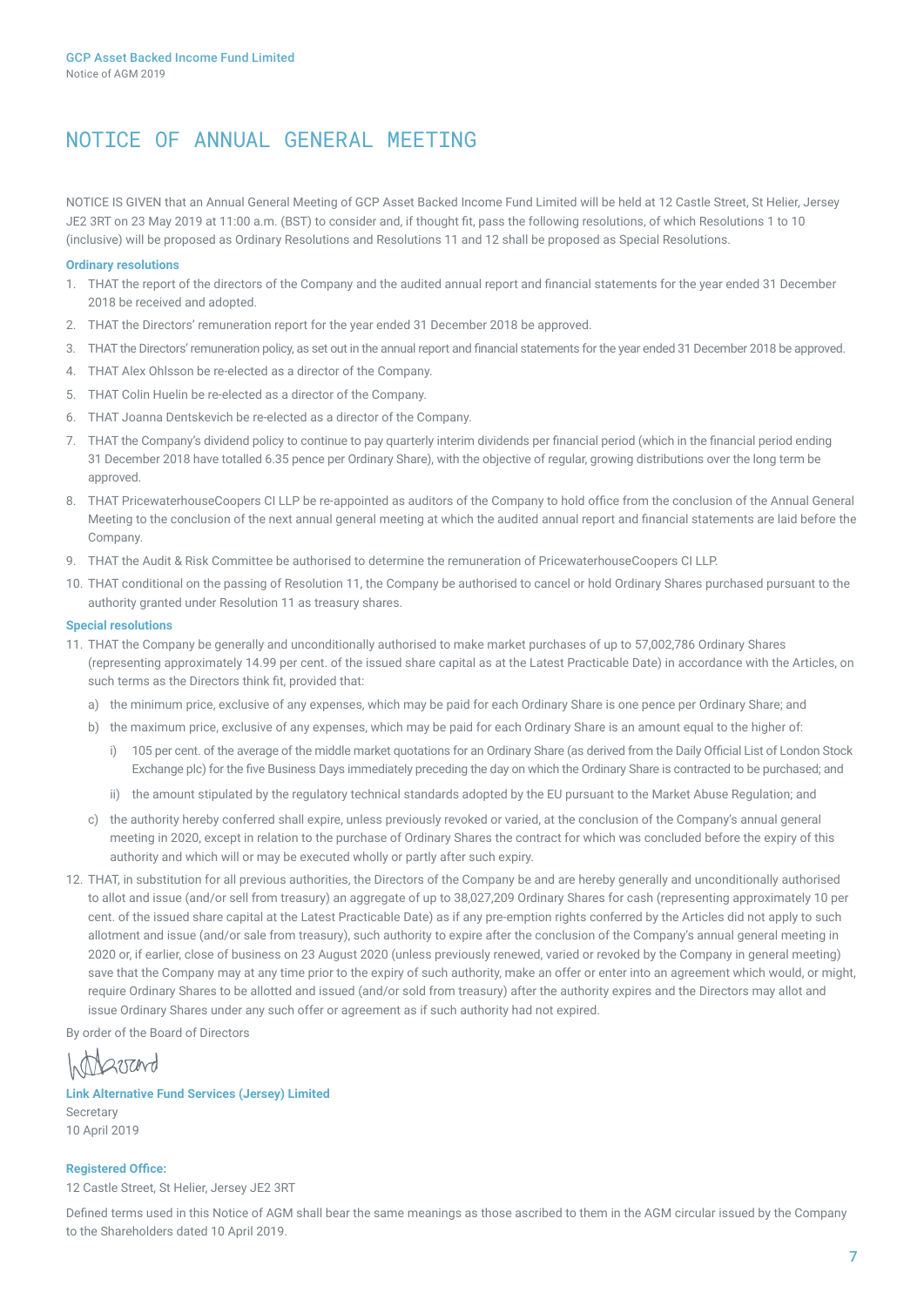# NOTICE OF ANNUAL GENERAL MEETING

NOTICE IS GIVEN that an Annual General Meeting of GCP Asset Backed Income Fund Limited will be held at 12 Castle Street, St Helier, Jersey JE2 3RT on 23 May 2019 at 11:00 a.m. (BST) to consider and, if thought fit, pass the following resolutions, of which Resolutions 1 to 10 (inclusive) will be proposed as Ordinary Resolutions and Resolutions 11 and 12 shall be proposed as Special Resolutions.

**Ordinary resolutions**

1. THAT the report of the directors of the Company and the audited annual report and financial statements for the year ended 31 December 2018 be received and adopted.
2. THAT the Directors' remuneration report for the year ended 31 December 2018 be approved.
3. THAT the Directors' remuneration policy, as set out in the annual report and financial statements for the year ended 31 December 2018 be approved.
4. THAT Alex Ohlsson be re-elected as a director of the Company.
5. THAT Colin Huelin be re-elected as a director of the Company.
6. THAT Joanna Dentskevich be re-elected as a director of the Company.
7. THAT the Company's dividend policy to continue to pay quarterly interim dividends per financial period (which in the financial period ending 31 December 2018 have totalled 6.35 pence per Ordinary Share), with the objective of regular, growing distributions over the long term be approved.
8. THAT PricewaterhouseCoopers CI LLP be re-appointed as auditors of the Company to hold office from the conclusion of the Annual General Meeting to the conclusion of the next annual general meeting at which the audited annual report and financial statements are laid before the Company.
9. THAT the Audit & Risk Committee be authorised to determine the remuneration of PricewaterhouseCoopers CI LLP.
10. THAT conditional on the passing of Resolution 11, the Company be authorised to cancel or hold Ordinary Shares purchased pursuant to the authority granted under Resolution 11 as treasury shares.

**Special resolutions**

11. THAT the Company be generally and unconditionally authorised to make market purchases of up to 57,002,786 Ordinary Shares (representing approximately 14.99 per cent. of the issued share capital as at the Latest Practicable Date) in accordance with the Articles, on such terms as the Directors think fit, provided that:
    a) the minimum price, exclusive of any expenses, which may be paid for each Ordinary Share is one pence per Ordinary Share; and
    b) the maximum price, exclusive of any expenses, which may be paid for each Ordinary Share is an amount equal to the higher of:
        i) 105 per cent. of the average of the middle market quotations for an Ordinary Share (as derived from the Daily Official List of London Stock Exchange plc) for the five Business Days immediately preceding the day on which the Ordinary Share is contracted to be purchased; and
        ii) the amount stipulated by the regulatory technical standards adopted by the EU pursuant to the Market Abuse Regulation; and
    c) the authority hereby conferred shall expire, unless previously revoked or varied, at the conclusion of the Company's annual general meeting in 2020, except in relation to the purchase of Ordinary Shares the contract for which was concluded before the expiry of this authority and which will or may be executed wholly or partly after such expiry.
12. THAT, in substitution for all previous authorities, the Directors of the Company be and are hereby generally and unconditionally authorised to allot and issue (and/or sell from treasury) an aggregate of up to 38,027,209 Ordinary Shares for cash (representing approximately 10 per cent. of the issued share capital at the Latest Practicable Date) as if any pre-emption rights conferred by the Articles did not apply to such allotment and issue (and/or sale from treasury), such authority to expire after the conclusion of the Company's annual general meeting in 2020 or, if earlier, close of business on 23 August 2020 (unless previously renewed, varied or revoked by the Company in general meeting) save that the Company may at any time prior to the expiry of such authority, make an offer or enter into an agreement which would, or might, require Ordinary Shares to be allotted and issued (and/or sold from treasury) after the authority expires and the Directors may allot and issue Ordinary Shares under any such offer or agreement as if such authority had not expired.

By order of the Board of Directors

**Link Alternative Fund Services (Jersey) Limited**
Secretary
10 April 2019

**Registered Office:**
12 Castle Street, St Helier, Jersey JE2 3RT

Defined terms used in this Notice of AGM shall bear the same meanings as those ascribed to them in the AGM circular issued by the Company to the Shareholders dated 10 April 2019.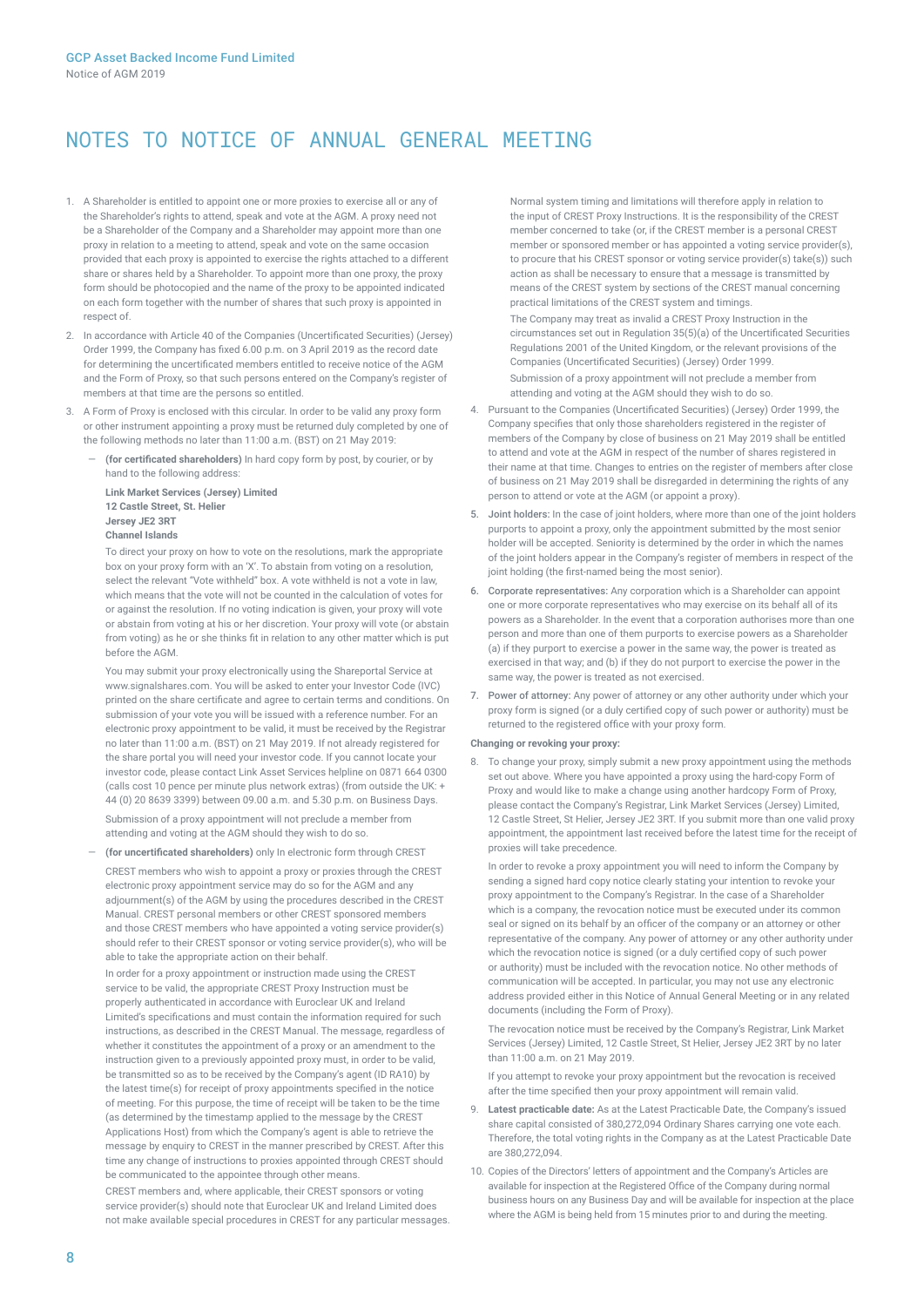# NOTES TO NOTICE OF ANNUAL GENERAL MEETING

1. A Shareholder is entitled to appoint one or more proxies to exercise all or any of the Shareholder's rights to attend, speak and vote at the AGM. A proxy need not be a Shareholder of the Company and a Shareholder may appoint more than one proxy in relation to a meeting to attend, speak and vote on the same occasion provided that each proxy is appointed to exercise the rights attached to a different share or shares held by a Shareholder. To appoint more than one proxy, the proxy form should be photocopied and the name of the proxy to be appointed indicated on each form together with the number of shares that such proxy is appointed in respect of.
2. In accordance with Article 40 of the Companies (Uncertificated Securities) (Jersey) Order 1999, the Company has fixed 6.00 p.m. on 3 April 2019 as the record date for determining the uncertificated members entitled to receive notice of the AGM and the Form of Proxy, so that such persons entered on the Company's register of members at that time are the persons so entitled.
3. A Form of Proxy is enclosed with this circular. In order to be valid any proxy form or other instrument appointing a proxy must be returned duly completed by one of the following methods no later than 11:00 a.m. (BST) on 21 May 2019:

   – **(for certificated shareholders)** In hard copy form by post, by courier, or by hand to the following address:

   **Link Market Services (Jersey) Limited**
   **12 Castle Street, St. Helier**
   **Jersey JE2 3RT**
   **Channel Islands**

   To direct your proxy on how to vote on the resolutions, mark the appropriate box on your proxy form with an 'X'. To abstain from voting on a resolution, select the relevant "Vote withheld" box. A vote withheld is not a vote in law, which means that the vote will not be counted in the calculation of votes for or against the resolution. If no voting indication is given, your proxy will vote or abstain from voting at his or her discretion. Your proxy will vote (or abstain from voting) as he or she thinks fit in relation to any other matter which is put before the AGM.

   You may submit your proxy electronically using the Shareportal Service at www.signalshares.com. You will be asked to enter your Investor Code (IVC) printed on the share certificate and agree to certain terms and conditions. On submission of your vote you will be issued with a reference number. For an electronic proxy appointment to be valid, it must be received by the Registrar no later than 11:00 a.m. (BST) on 21 May 2019. If not already registered for the share portal you will need your investor code. If you cannot locate your investor code, please contact Link Asset Services helpline on 0871 664 0300 (calls cost 10 pence per minute plus network extras) (from outside the UK: + 44 (0) 20 8639 3399) between 09.00 a.m. and 5.30 p.m. on Business Days.

   Submission of a proxy appointment will not preclude a member from attending and voting at the AGM should they wish to do so.

   – **(for uncertificated shareholders)** only In electronic form through CREST

   CREST members who wish to appoint a proxy or proxies through the CREST electronic proxy appointment service may do so for the AGM and any adjournment(s) of the AGM by using the procedures described in the CREST Manual. CREST personal members or other CREST sponsored members and those CREST members who have appointed a voting service provider(s) should refer to their CREST sponsor or voting service provider(s), who will be able to take the appropriate action on their behalf.

   In order for a proxy appointment or instruction made using the CREST service to be valid, the appropriate CREST Proxy Instruction must be properly authenticated in accordance with Euroclear UK and Ireland Limited's specifications and must contain the information required for such instructions, as described in the CREST Manual. The message, regardless of whether it constitutes the appointment of a proxy or an amendment to the instruction given to a previously appointed proxy must, in order to be valid, be transmitted so as to be received by the Company's agent (ID RA10) by the latest time(s) for receipt of proxy appointments specified in the notice of meeting. For this purpose, the time of receipt will be taken to be the time (as determined by the timestamp applied to the message by the CREST Applications Host) from which the Company's agent is able to retrieve the message by enquiry to CREST in the manner prescribed by CREST. After this time any change of instructions to proxies appointed through CREST should be communicated to the appointee through other means.

   CREST members and, where applicable, their CREST sponsors or voting service provider(s) should note that Euroclear UK and Ireland Limited does not make available special procedures in CREST for any particular messages. Normal system timing and limitations will therefore apply in relation to the input of CREST Proxy Instructions. It is the responsibility of the CREST member concerned to take (or, if the CREST member is a personal CREST member or sponsored member or has appointed a voting service provider(s), to procure that his CREST sponsor or voting service provider(s) take(s)) such action as shall be necessary to ensure that a message is transmitted by means of the CREST system by sections of the CREST manual concerning practical limitations of the CREST system and timings.

   The Company may treat as invalid a CREST Proxy Instruction in the circumstances set out in Regulation 35(5)(a) of the Uncertificated Securities Regulations 2001 of the United Kingdom, or the relevant provisions of the Companies (Uncertificated Securities) (Jersey) Order 1999.

   Submission of a proxy appointment will not preclude a member from attending and voting at the AGM should they wish to do so.
4. Pursuant to the Companies (Uncertificated Securities) (Jersey) Order 1999, the Company specifies that only those shareholders registered in the register of members of the Company by close of business on 21 May 2019 shall be entitled to attend and vote at the AGM in respect of the number of shares registered in their name at that time. Changes to entries on the register of members after close of business on 21 May 2019 shall be disregarded in determining the rights of any person to attend or vote at the AGM (or appoint a proxy).
5. **Joint holders:** In the case of joint holders, where more than one of the joint holders purports to appoint a proxy, only the appointment submitted by the most senior holder will be accepted. Seniority is determined by the order in which the names of the joint holders appear in the Company's register of members in respect of the joint holding (the first-named being the most senior).
6. **Corporate representatives:** Any corporation which is a Shareholder can appoint one or more corporate representatives who may exercise on its behalf all of its powers as a Shareholder. In the event that a corporation authorises more than one person and more than one of them purports to exercise powers as a Shareholder (a) if they purport to exercise a power in the same way, the power is treated as exercised in that way; and (b) if they do not purport to exercise the power in the same way, the power is treated as not exercised.
7. **Power of attorney:** Any power of attorney or any other authority under which your proxy form is signed (or a duly certified copy of such power or authority) must be returned to the registered office with your proxy form.

**Changing or revoking your proxy:**

8. To change your proxy, simply submit a new proxy appointment using the methods set out above. Where you have appointed a proxy using the hard-copy Form of Proxy and would like to make a change using another hardcopy Form of Proxy, please contact the Company's Registrar, Link Market Services (Jersey) Limited, 12 Castle Street, St Helier, Jersey JE2 3RT. If you submit more than one valid proxy appointment, the appointment last received before the latest time for the receipt of proxies will take precedence.

   In order to revoke a proxy appointment you will need to inform the Company by sending a signed hard copy notice clearly stating your intention to revoke your proxy appointment to the Company's Registrar. In the case of a Shareholder which is a company, the revocation notice must be executed under its common seal or signed on its behalf by an officer of the company or an attorney or other representative of the company. Any power of attorney or any other authority under which the revocation notice is signed (or a duly certified copy of such power or authority) must be included with the revocation notice. No other methods of communication will be accepted. In particular, you may not use any electronic address provided either in this Notice of Annual General Meeting or in any related documents (including the Form of Proxy).

   The revocation notice must be received by the Company's Registrar, Link Market Services (Jersey) Limited, 12 Castle Street, St Helier, Jersey JE2 3RT by no later than 11:00 a.m. on 21 May 2019.

   If you attempt to revoke your proxy appointment but the revocation is received after the time specified then your proxy appointment will remain valid.
9. **Latest practicable date:** As at the Latest Practicable Date, the Company's issued share capital consisted of 380,272,094 Ordinary Shares carrying one vote each. Therefore, the total voting rights in the Company as at the Latest Practicable Date are 380,272,094.
10. Copies of the Directors' letters of appointment and the Company's Articles are available for inspection at the Registered Office of the Company during normal business hours on any Business Day and will be available for inspection at the place where the AGM is being held from 15 minutes prior to and during the meeting.